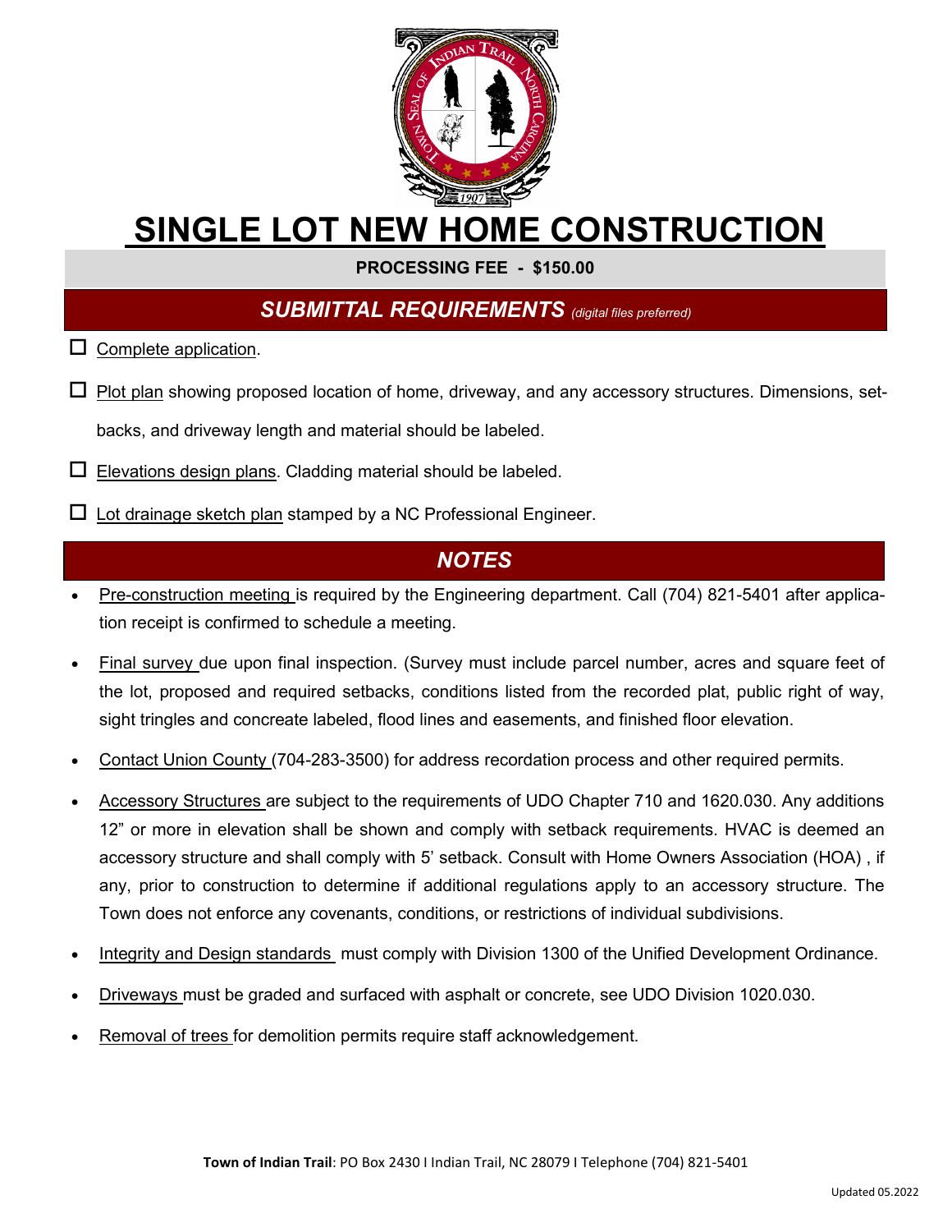# SINGLE LOT NEW HOME CONSTRUCTION

**PROCESSING FEE - $150.00**

## *SUBMITTAL REQUIREMENTS* *(digital files preferred)*

- ☐ Complete application.
- ☐ Plot plan showing proposed location of home, driveway, and any accessory structures. Dimensions, setbacks, and driveway length and material should be labeled.
- ☐ Elevations design plans. Cladding material should be labeled.
- ☐ Lot drainage sketch plan stamped by a NC Professional Engineer.

## *NOTES*

- Pre-construction meeting is required by the Engineering department. Call (704) 821-5401 after application receipt is confirmed to schedule a meeting.
- Final survey due upon final inspection. (Survey must include parcel number, acres and square feet of the lot, proposed and required setbacks, conditions listed from the recorded plat, public right of way, sight tringles and concreate labeled, flood lines and easements, and finished floor elevation.
- Contact Union County (704-283-3500) for address recordation process and other required permits.
- Accessory Structures are subject to the requirements of UDO Chapter 710 and 1620.030. Any additions 12" or more in elevation shall be shown and comply with setback requirements. HVAC is deemed an accessory structure and shall comply with 5' setback. Consult with Home Owners Association (HOA) , if any, prior to construction to determine if additional regulations apply to an accessory structure. The Town does not enforce any covenants, conditions, or restrictions of individual subdivisions.
- Integrity and Design standards must comply with Division 1300 of the Unified Development Ordinance.
- Driveways must be graded and surfaced with asphalt or concrete, see UDO Division 1020.030.
- Removal of trees for demolition permits require staff acknowledgement.

**Town of Indian Trail**: PO Box 2430 I Indian Trail, NC 28079 I Telephone (704) 821-5401

Updated 05.2022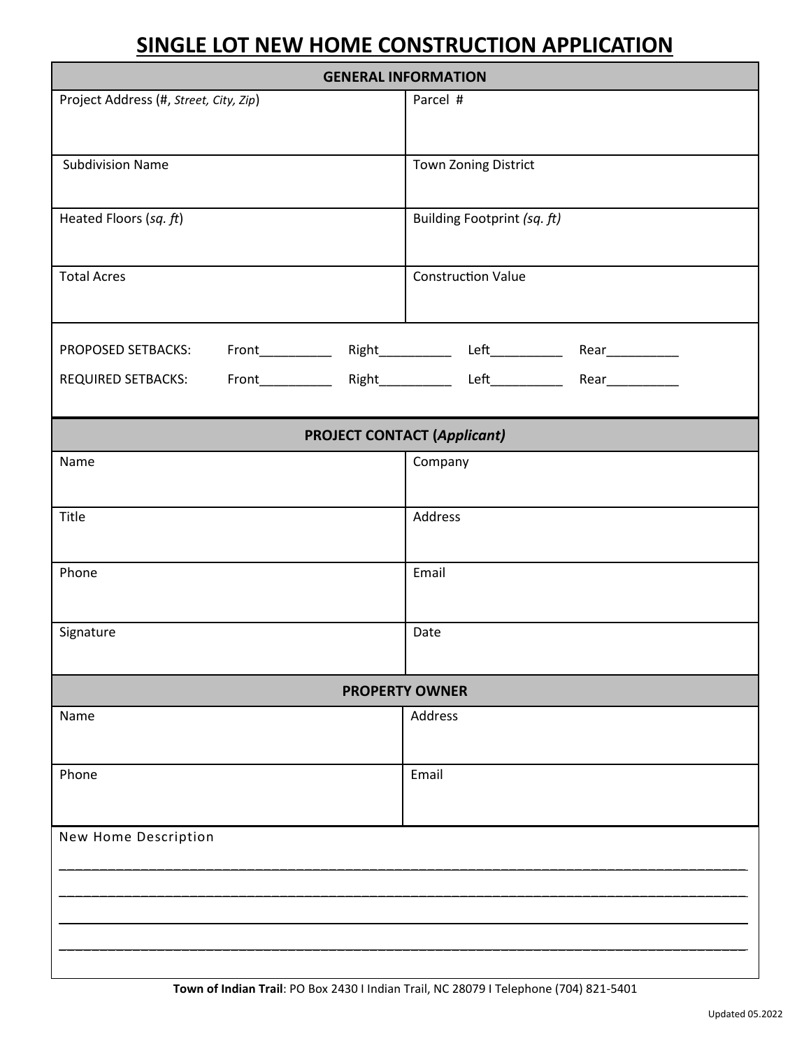# SINGLE LOT NEW HOME CONSTRUCTION APPLICATION

| GENERAL INFORMATION | |
|---|---|
| Project Address (#, *Street, City, Zip*) | Parcel # |
| Subdivision Name | Town Zoning District |
| Heated Floors (*sq. ft*) | Building Footprint *(sq. ft)* |
| Total Acres | Construction Value |

PROPOSED SETBACKS: Front__________ Right__________ Left__________ Rear__________

REQUIRED SETBACKS: Front__________ Right__________ Left__________ Rear__________

| PROJECT CONTACT (*Applicant*) | |
|---|---|
| Name | Company |
| Title | Address |
| Phone | Email |
| Signature | Date |

| PROPERTY OWNER | |
|---|---|
| Name | Address |
| Phone | Email |

New Home Description

_______________________________________________________________________________

_______________________________________________________________________________

_______________________________________________________________________________

_______________________________________________________________________________

**Town of Indian Trail**: PO Box 2430 I Indian Trail, NC 28079 I Telephone (704) 821-5401

Updated 05.2022